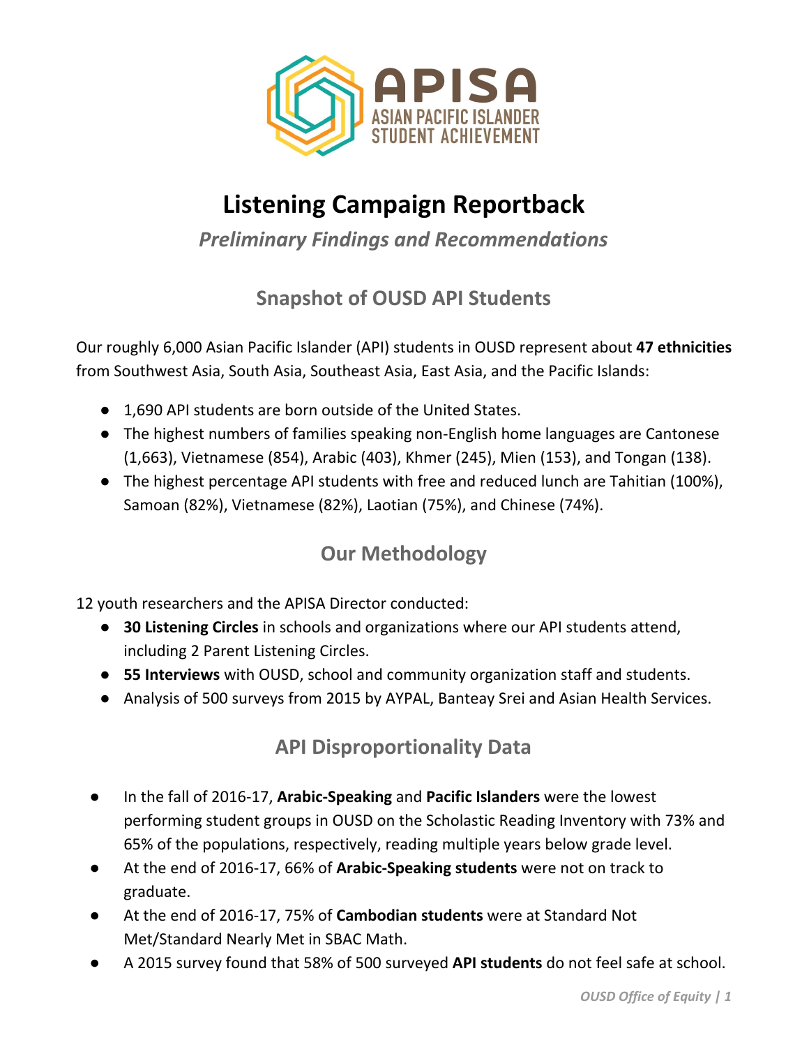APISA
ASIAN PACIFIC ISLANDER
STUDENT ACHIEVEMENT

# Listening Campaign Reportback

*Preliminary Findings and Recommendations*

## Snapshot of OUSD API Students

Our roughly 6,000 Asian Pacific Islander (API) students in OUSD represent about **47 ethnicities** from Southwest Asia, South Asia, Southeast Asia, East Asia, and the Pacific Islands:

- 1,690 API students are born outside of the United States.
- The highest numbers of families speaking non-English home languages are Cantonese (1,663), Vietnamese (854), Arabic (403), Khmer (245), Mien (153), and Tongan (138).
- The highest percentage API students with free and reduced lunch are Tahitian (100%), Samoan (82%), Vietnamese (82%), Laotian (75%), and Chinese (74%).

## Our Methodology

12 youth researchers and the APISA Director conducted:

- **30 Listening Circles** in schools and organizations where our API students attend, including 2 Parent Listening Circles.
- **55 Interviews** with OUSD, school and community organization staff and students.
- Analysis of 500 surveys from 2015 by AYPAL, Banteay Srei and Asian Health Services.

## API Disproportionality Data

- In the fall of 2016-17, **Arabic-Speaking** and **Pacific Islanders** were the lowest performing student groups in OUSD on the Scholastic Reading Inventory with 73% and 65% of the populations, respectively, reading multiple years below grade level.
- At the end of 2016-17, 66% of **Arabic-Speaking students** were not on track to graduate.
- At the end of 2016-17, 75% of **Cambodian students** were at Standard Not Met/Standard Nearly Met in SBAC Math.
- A 2015 survey found that 58% of 500 surveyed **API students** do not feel safe at school.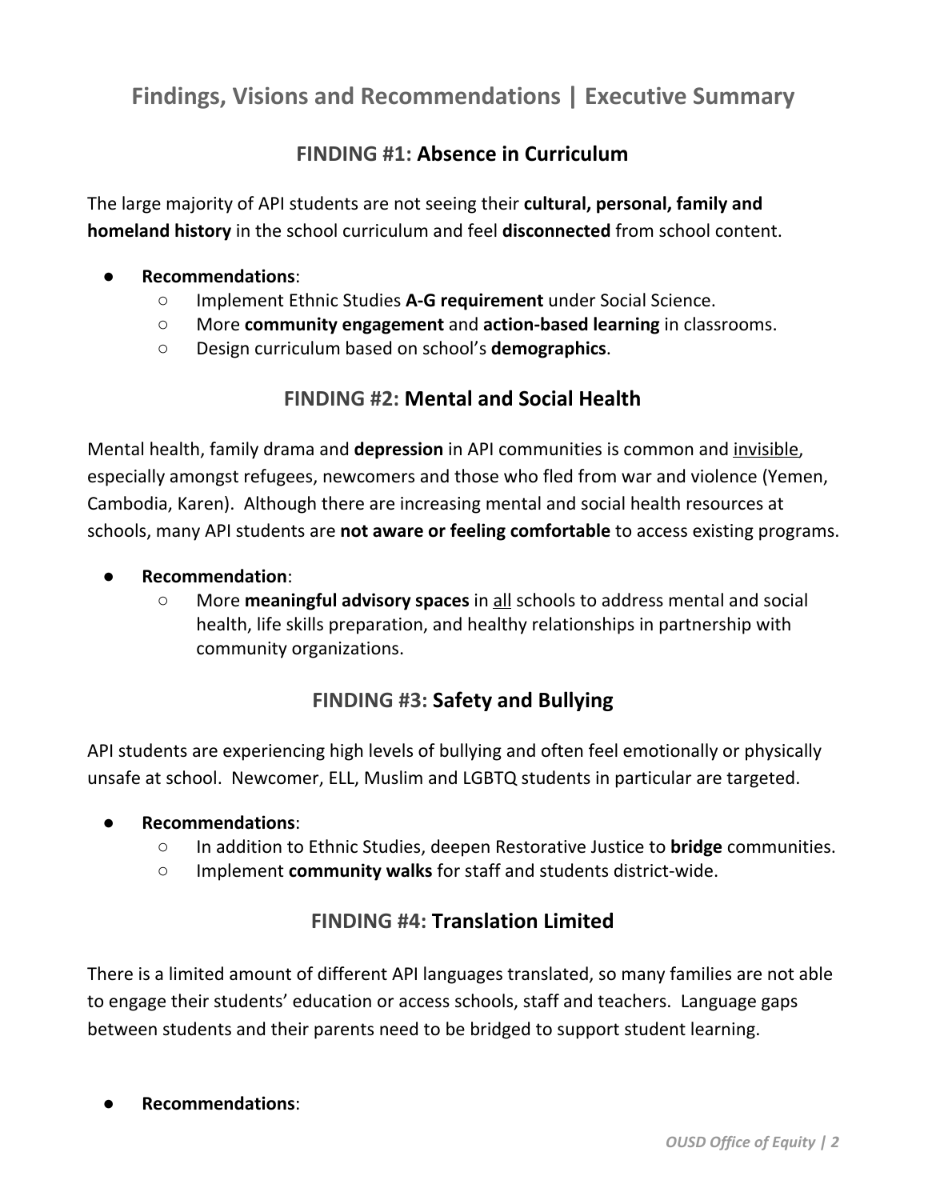## Findings, Visions and Recommendations | Executive Summary

### FINDING #1: Absence in Curriculum

The large majority of API students are not seeing their **cultural, personal, family and homeland history** in the school curriculum and feel **disconnected** from school content.

- **Recommendations**:
  - Implement Ethnic Studies **A-G requirement** under Social Science.
  - More **community engagement** and **action-based learning** in classrooms.
  - Design curriculum based on school's **demographics**.

### FINDING #2: Mental and Social Health

Mental health, family drama and **depression** in API communities is common and <u>invisible</u>, especially amongst refugees, newcomers and those who fled from war and violence (Yemen, Cambodia, Karen). Although there are increasing mental and social health resources at schools, many API students are **not aware or feeling comfortable** to access existing programs.

- **Recommendation**:
  - More **meaningful advisory spaces** in <u>all</u> schools to address mental and social health, life skills preparation, and healthy relationships in partnership with community organizations.

### FINDING #3: Safety and Bullying

API students are experiencing high levels of bullying and often feel emotionally or physically unsafe at school. Newcomer, ELL, Muslim and LGBTQ students in particular are targeted.

- **Recommendations**:
  - In addition to Ethnic Studies, deepen Restorative Justice to **bridge** communities.
  - Implement **community walks** for staff and students district-wide.

### FINDING #4: Translation Limited

There is a limited amount of different API languages translated, so many families are not able to engage their students' education or access schools, staff and teachers. Language gaps between students and their parents need to be bridged to support student learning.

- **Recommendations**: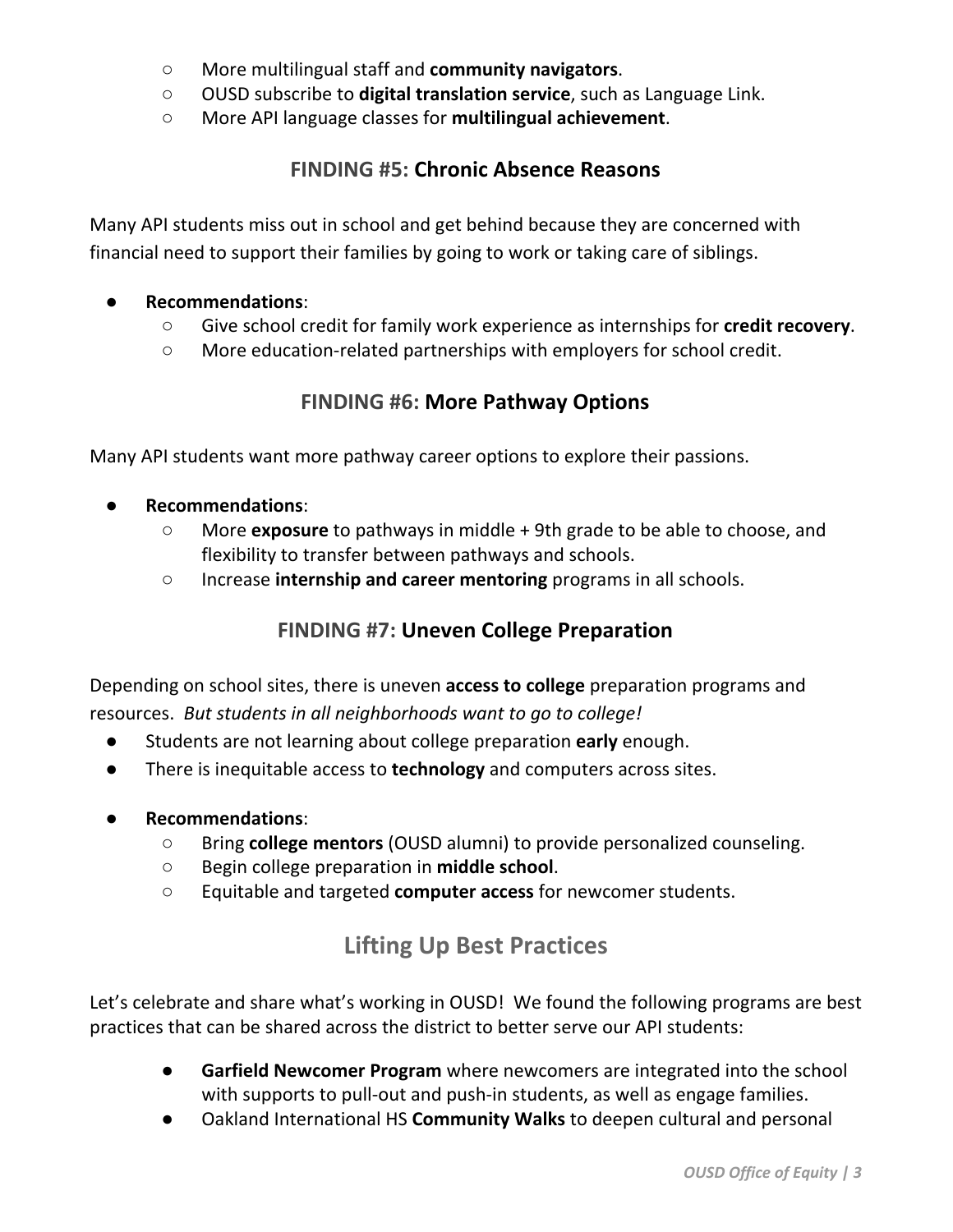- More multilingual staff and **community navigators**.
- OUSD subscribe to **digital translation service**, such as Language Link.
- More API language classes for **multilingual achievement**.

### FINDING #5: Chronic Absence Reasons

Many API students miss out in school and get behind because they are concerned with financial need to support their families by going to work or taking care of siblings.

- **Recommendations**:
  - Give school credit for family work experience as internships for **credit recovery**.
  - More education-related partnerships with employers for school credit.

### FINDING #6: More Pathway Options

Many API students want more pathway career options to explore their passions.

- **Recommendations**:
  - More **exposure** to pathways in middle + 9th grade to be able to choose, and flexibility to transfer between pathways and schools.
  - Increase **internship and career mentoring** programs in all schools.

### FINDING #7: Uneven College Preparation

Depending on school sites, there is uneven **access to college** preparation programs and resources. *But students in all neighborhoods want to go to college!*

- Students are not learning about college preparation **early** enough.
- There is inequitable access to **technology** and computers across sites.

- **Recommendations**:
  - Bring **college mentors** (OUSD alumni) to provide personalized counseling.
  - Begin college preparation in **middle school**.
  - Equitable and targeted **computer access** for newcomer students.

## Lifting Up Best Practices

Let's celebrate and share what's working in OUSD! We found the following programs are best practices that can be shared across the district to better serve our API students:

- **Garfield Newcomer Program** where newcomers are integrated into the school with supports to pull-out and push-in students, as well as engage families.
- Oakland International HS **Community Walks** to deepen cultural and personal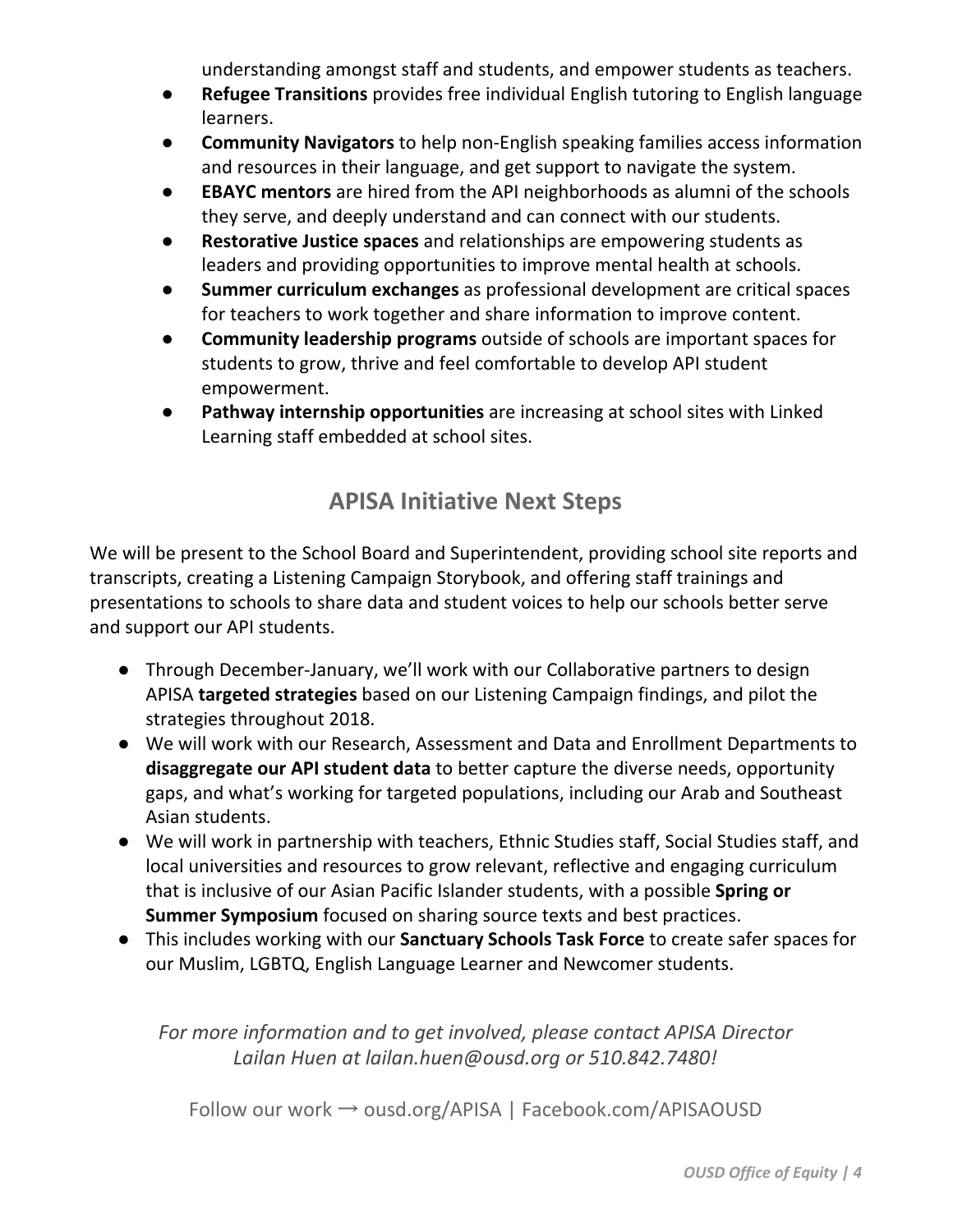understanding amongst staff and students, and empower students as teachers.

- **Refugee Transitions** provides free individual English tutoring to English language learners.
- **Community Navigators** to help non-English speaking families access information and resources in their language, and get support to navigate the system.
- **EBAYC mentors** are hired from the API neighborhoods as alumni of the schools they serve, and deeply understand and can connect with our students.
- **Restorative Justice spaces** and relationships are empowering students as leaders and providing opportunities to improve mental health at schools.
- **Summer curriculum exchanges** as professional development are critical spaces for teachers to work together and share information to improve content.
- **Community leadership programs** outside of schools are important spaces for students to grow, thrive and feel comfortable to develop API student empowerment.
- **Pathway internship opportunities** are increasing at school sites with Linked Learning staff embedded at school sites.

## APISA Initiative Next Steps

We will be present to the School Board and Superintendent, providing school site reports and transcripts, creating a Listening Campaign Storybook, and offering staff trainings and presentations to schools to share data and student voices to help our schools better serve and support our API students.

- Through December-January, we'll work with our Collaborative partners to design APISA **targeted strategies** based on our Listening Campaign findings, and pilot the strategies throughout 2018.
- We will work with our Research, Assessment and Data and Enrollment Departments to **disaggregate our API student data** to better capture the diverse needs, opportunity gaps, and what's working for targeted populations, including our Arab and Southeast Asian students.
- We will work in partnership with teachers, Ethnic Studies staff, Social Studies staff, and local universities and resources to grow relevant, reflective and engaging curriculum that is inclusive of our Asian Pacific Islander students, with a possible **Spring or Summer Symposium** focused on sharing source texts and best practices.
- This includes working with our **Sanctuary Schools Task Force** to create safer spaces for our Muslim, LGBTQ, English Language Learner and Newcomer students.

*For more information and to get involved, please contact APISA Director Lailan Huen at lailan.huen@ousd.org or 510.842.7480!*

Follow our work → ousd.org/APISA | Facebook.com/APISAOUSD